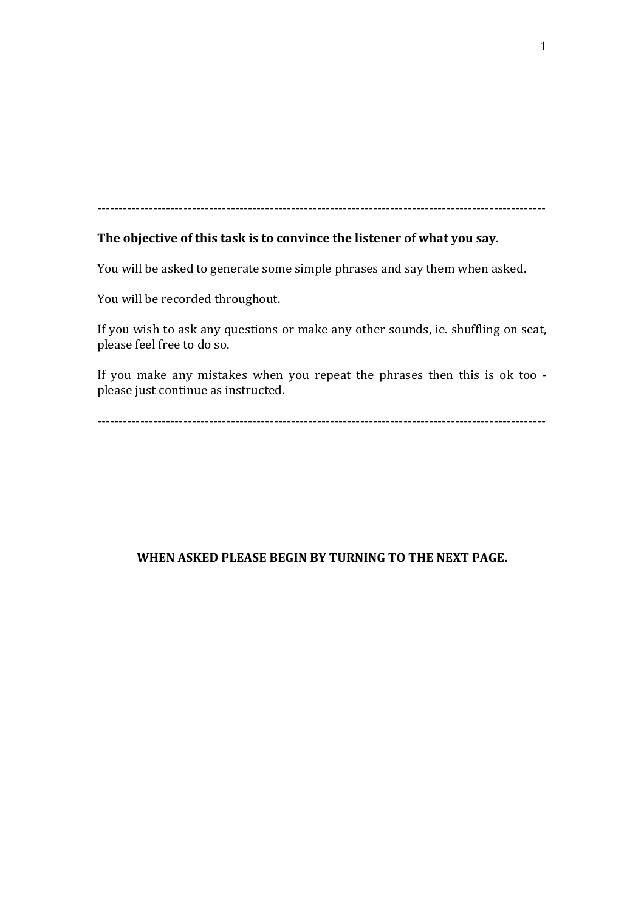---

**The objective of this task is to convince the listener of what you say.**

You will be asked to generate some simple phrases and say them when asked.

You will be recorded throughout.

If you wish to ask any questions or make any other sounds, ie. shuffling on seat, please feel free to do so.

If you make any mistakes when you repeat the phrases then this is ok too - please just continue as instructed.

---

**WHEN ASKED PLEASE BEGIN BY TURNING TO THE NEXT PAGE.**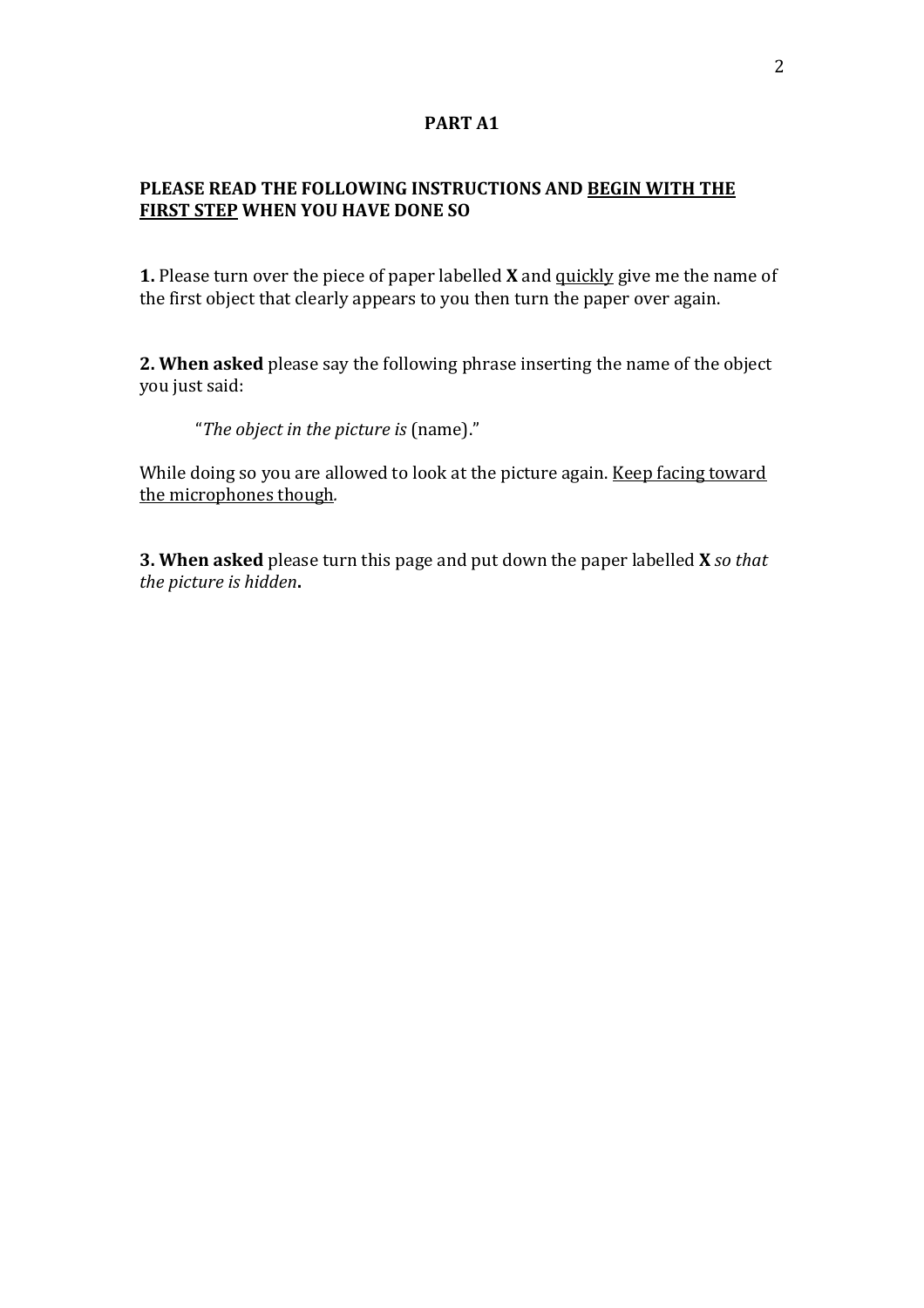## PART A1

**PLEASE READ THE FOLLOWING INSTRUCTIONS AND <u>BEGIN WITH THE FIRST STEP</u> WHEN YOU HAVE DONE SO**

**1.** Please turn over the piece of paper labelled **X** and <u>quickly</u> give me the name of the first object that clearly appears to you then turn the paper over again.

**2. When asked** please say the following phrase inserting the name of the object you just said:

> "*The object in the picture is* (name)."

While doing so you are allowed to look at the picture again. <u>Keep facing toward the microphones though</u>.

**3. When asked** please turn this page and put down the paper labelled **X** *so that the picture is hidden***.**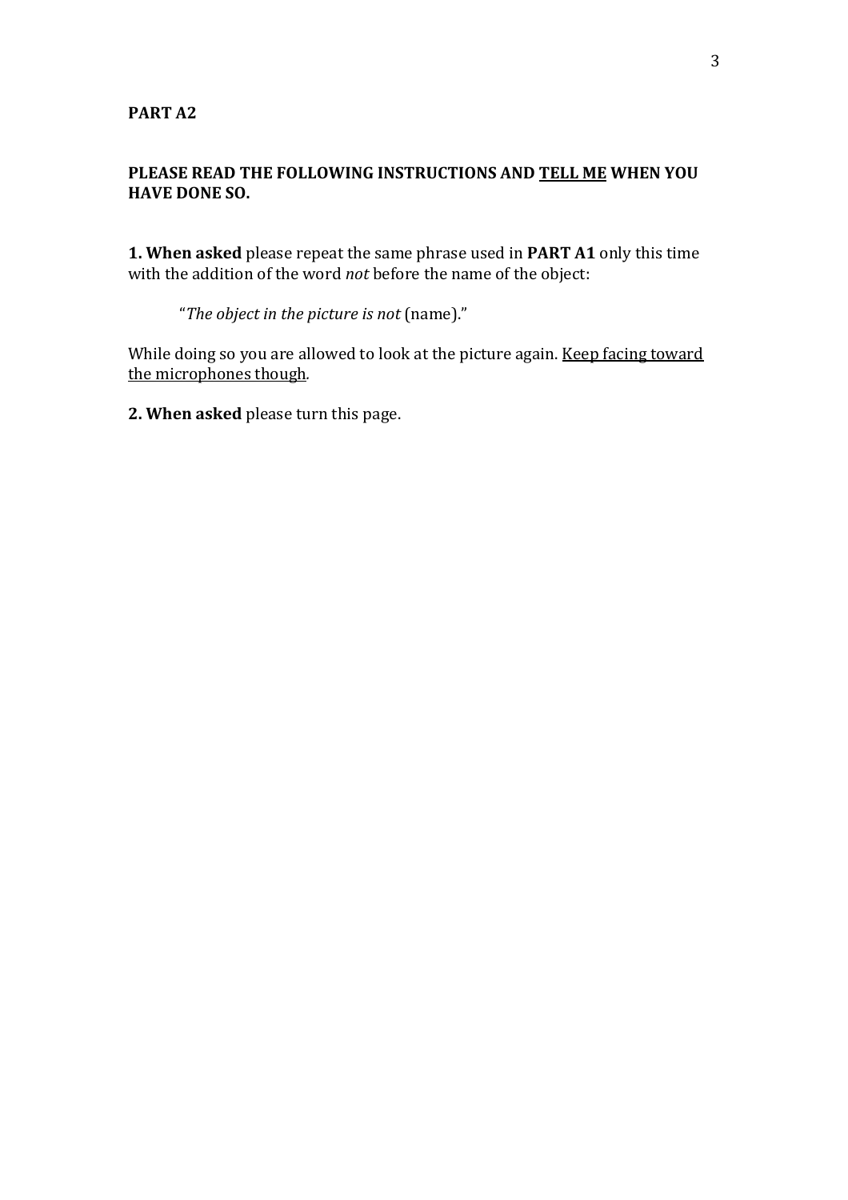**PART A2**

**PLEASE READ THE FOLLOWING INSTRUCTIONS AND <u>TELL ME</u> WHEN YOU HAVE DONE SO.**

**1. When asked** please repeat the same phrase used in **PART A1** only this time with the addition of the word *not* before the name of the object:

> "*The object in the picture is not* (name)."

While doing so you are allowed to look at the picture again. <u>Keep facing toward the microphones though</u>.

**2. When asked** please turn this page.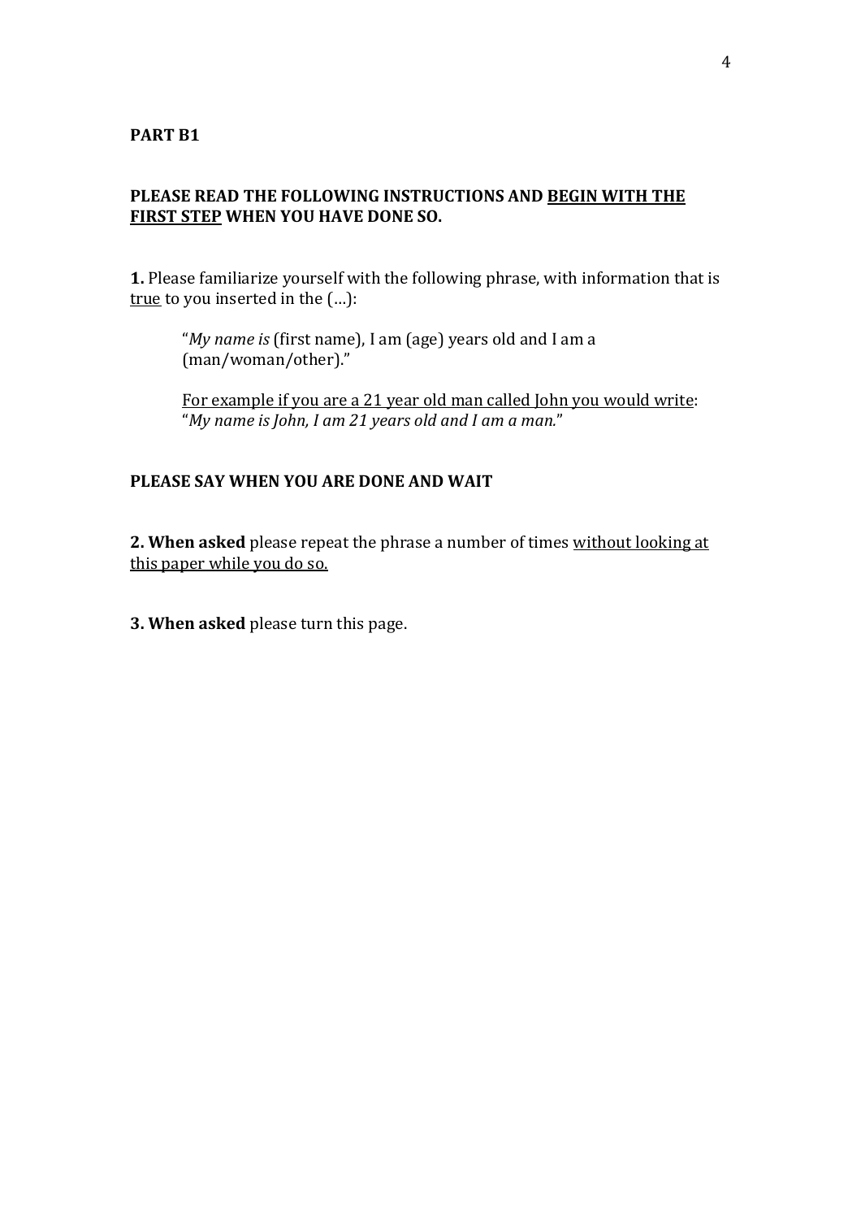**PART B1**

**PLEASE READ THE FOLLOWING INSTRUCTIONS AND <u>BEGIN WITH THE FIRST STEP</u> WHEN YOU HAVE DONE SO.**

**1.** Please familiarize yourself with the following phrase, with information that is <u>true</u> to you inserted in the (…):

> "*My name is* (first name), I am (age) years old and I am a (man/woman/other)."
>
> <u>For example if you are a 21 year old man called John you would write</u>: "*My name is John, I am 21 years old and I am a man.*"

**PLEASE SAY WHEN YOU ARE DONE AND WAIT**

**2. When asked** please repeat the phrase a number of times <u>without looking at this paper while you do so.</u>

**3. When asked** please turn this page.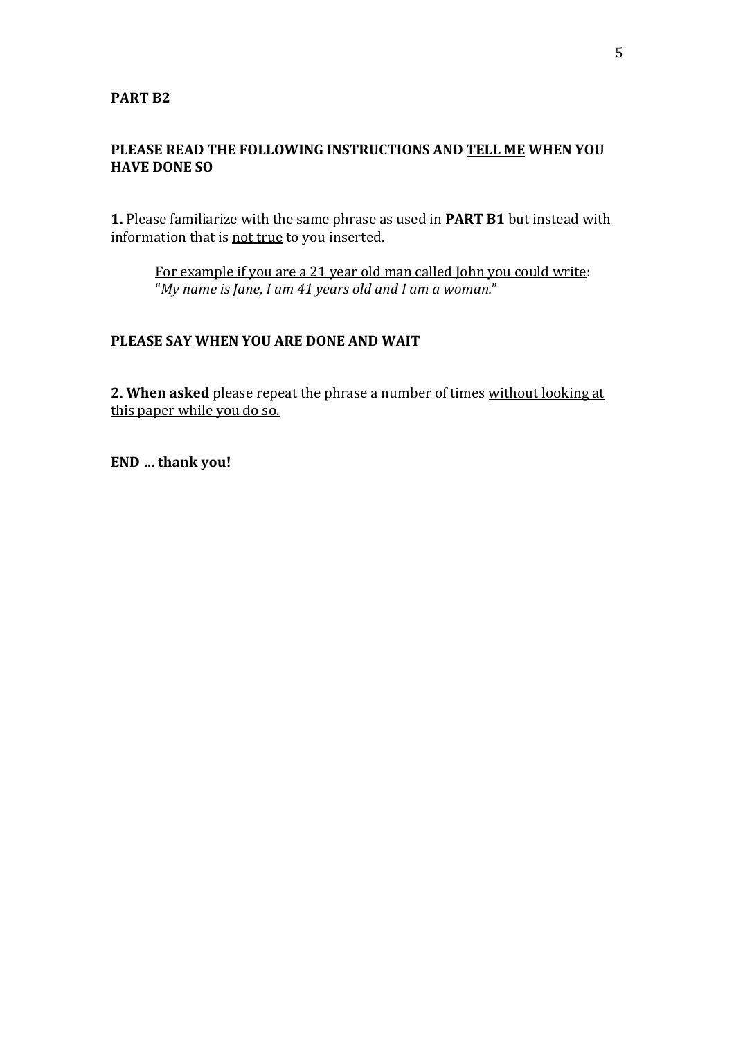**PART B2**

**PLEASE READ THE FOLLOWING INSTRUCTIONS AND <u>TELL ME</u> WHEN YOU HAVE DONE SO**

**1.** Please familiarize with the same phrase as used in **PART B1** but instead with information that is <u>not true</u> to you inserted.

> <u>For example if you are a 21 year old man called John you could write</u>:
> "*My name is Jane, I am 41 years old and I am a woman.*"

**PLEASE SAY WHEN YOU ARE DONE AND WAIT**

**2. When asked** please repeat the phrase a number of times <u>without looking at this paper while you do so.</u>

**END ... thank you!**